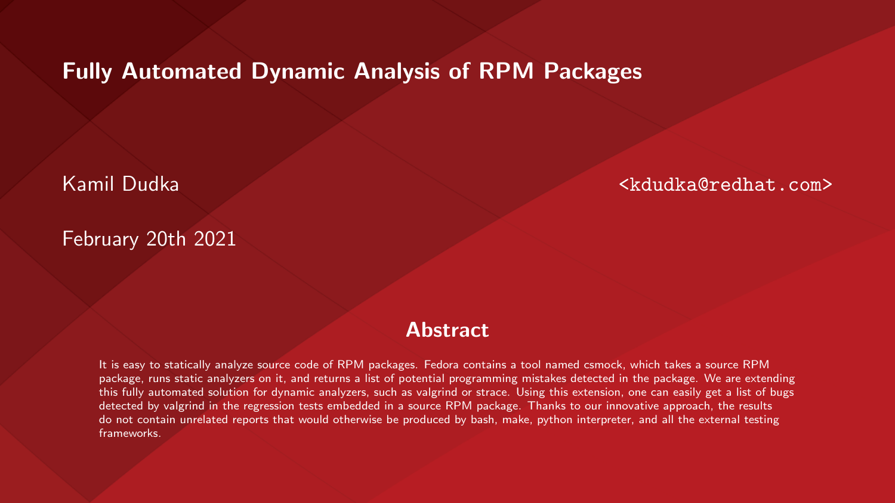# Fully Automated Dynamic Analysis of RPM Packages

Kamil Dudka <kdudka@redhat.com>

February 20th 2021

## Abstract

It is easy to statically analyze source code of RPM packages. Fedora contains a tool named csmock, which takes a source RPM package, runs static analyzers on it, and returns a list of potential programming mistakes detected in the package. We are extending this fully automated solution for dynamic analyzers, such as valgrind or strace. Using this extension, one can easily get a list of bugs detected by valgrind in the regression tests embedded in a source RPM package. Thanks to our innovative approach, the results do not contain unrelated reports that would otherwise be produced by bash, make, python interpreter, and all the external testing frameworks.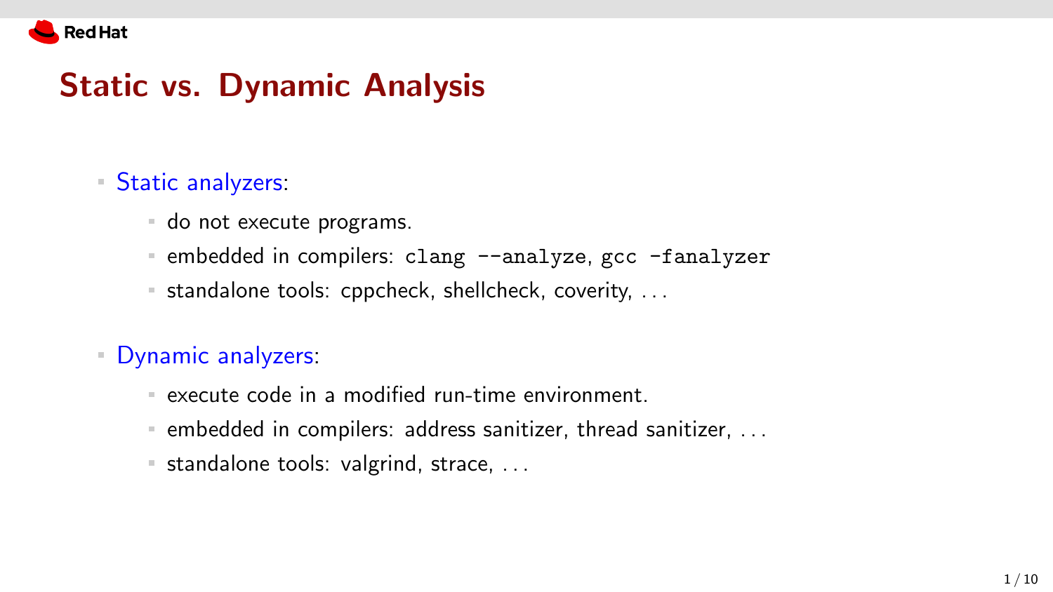# Static vs. Dynamic Analysis

- Static analyzers:
  - do not execute programs.
  - embedded in compilers: `clang --analyze`, `gcc -fanalyzer`
  - standalone tools: cppcheck, shellcheck, coverity, ...
- Dynamic analyzers:
  - execute code in a modified run-time environment.
  - embedded in compilers: address sanitizer, thread sanitizer, ...
  - standalone tools: valgrind, strace, ...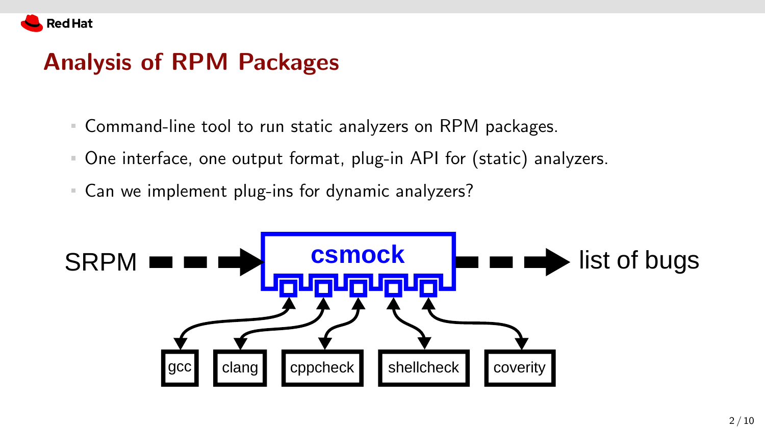# Analysis of RPM Packages

- Command-line tool to run static analyzers on RPM packages.
- One interface, one output format, plug-in API for (static) analyzers.
- Can we implement plug-ins for dynamic analyzers?

SRPM → **csmock** → list of bugs

gcc | clang | cppcheck | shellcheck | coverity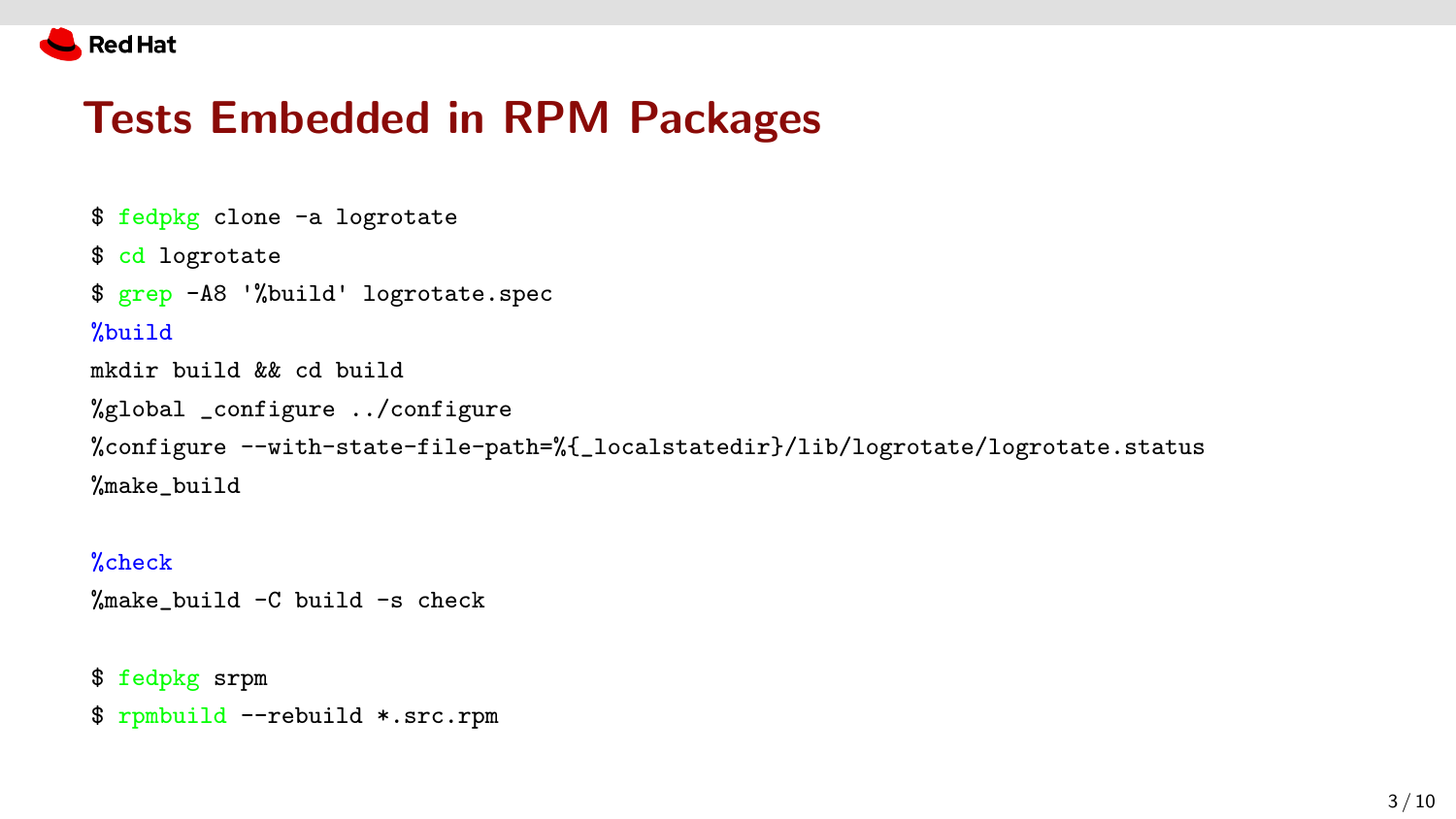# Tests Embedded in RPM Packages

```
$ fedpkg clone -a logrotate
$ cd logrotate
$ grep -A8 '%build' logrotate.spec
%build
mkdir build && cd build
%global _configure ../configure
%configure --with-state-file-path=%{_localstatedir}/lib/logrotate/logrotate.status
%make_build

%check
%make_build -C build -s check

$ fedpkg srpm
$ rpmbuild --rebuild *.src.rpm
```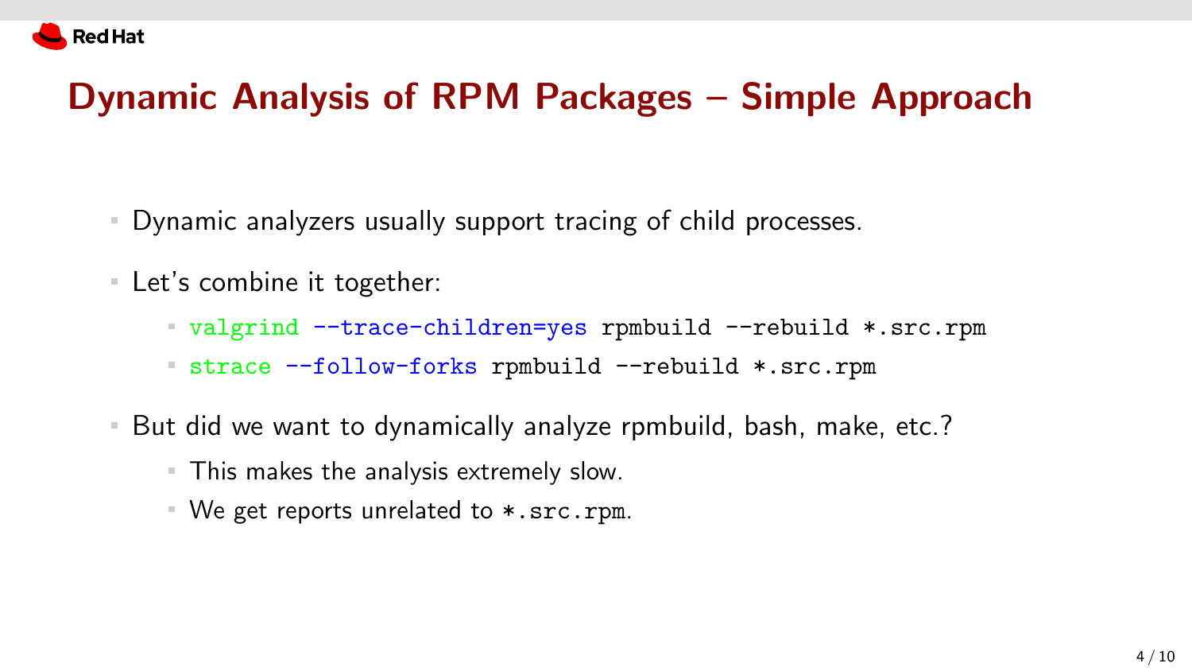# Dynamic Analysis of RPM Packages – Simple Approach

- Dynamic analyzers usually support tracing of child processes.
- Let's combine it together:
  - `valgrind --trace-children=yes rpmbuild --rebuild *.src.rpm`
  - `strace --follow-forks rpmbuild --rebuild *.src.rpm`
- But did we want to dynamically analyze rpmbuild, bash, make, etc.?
  - This makes the analysis extremely slow.
  - We get reports unrelated to `*.src.rpm`.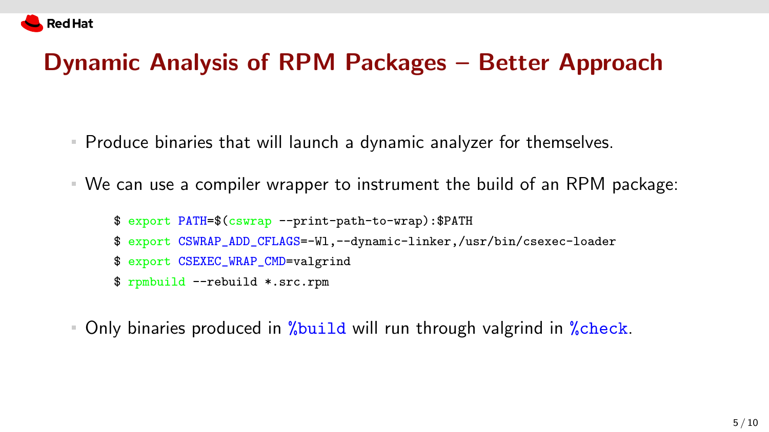# Dynamic Analysis of RPM Packages – Better Approach

- Produce binaries that will launch a dynamic analyzer for themselves.
- We can use a compiler wrapper to instrument the build of an RPM package:

```
$ export PATH=$(cswrap --print-path-to-wrap):$PATH
$ export CSWRAP_ADD_CFLAGS=-Wl,--dynamic-linker,/usr/bin/csexec-loader
$ export CSEXEC_WRAP_CMD=valgrind
$ rpmbuild --rebuild *.src.rpm
```

- Only binaries produced in `%build` will run through valgrind in `%check`.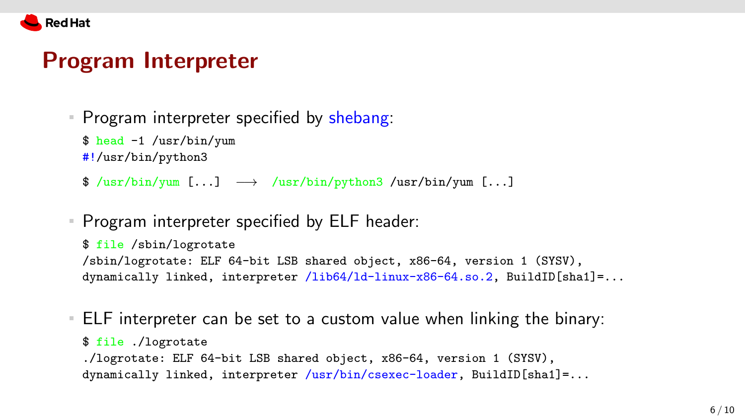# Program Interpreter

- Program interpreter specified by shebang:

```
$ head -1 /usr/bin/yum
#!/usr/bin/python3
```

```
$ /usr/bin/yum [...]  ⟶  /usr/bin/python3 /usr/bin/yum [...]
```

- Program interpreter specified by ELF header:

```
$ file /sbin/logrotate
/sbin/logrotate: ELF 64-bit LSB shared object, x86-64, version 1 (SYSV),
dynamically linked, interpreter /lib64/ld-linux-x86-64.so.2, BuildID[sha1]=...
```

- ELF interpreter can be set to a custom value when linking the binary:

```
$ file ./logrotate
./logrotate: ELF 64-bit LSB shared object, x86-64, version 1 (SYSV),
dynamically linked, interpreter /usr/bin/csexec-loader, BuildID[sha1]=...
```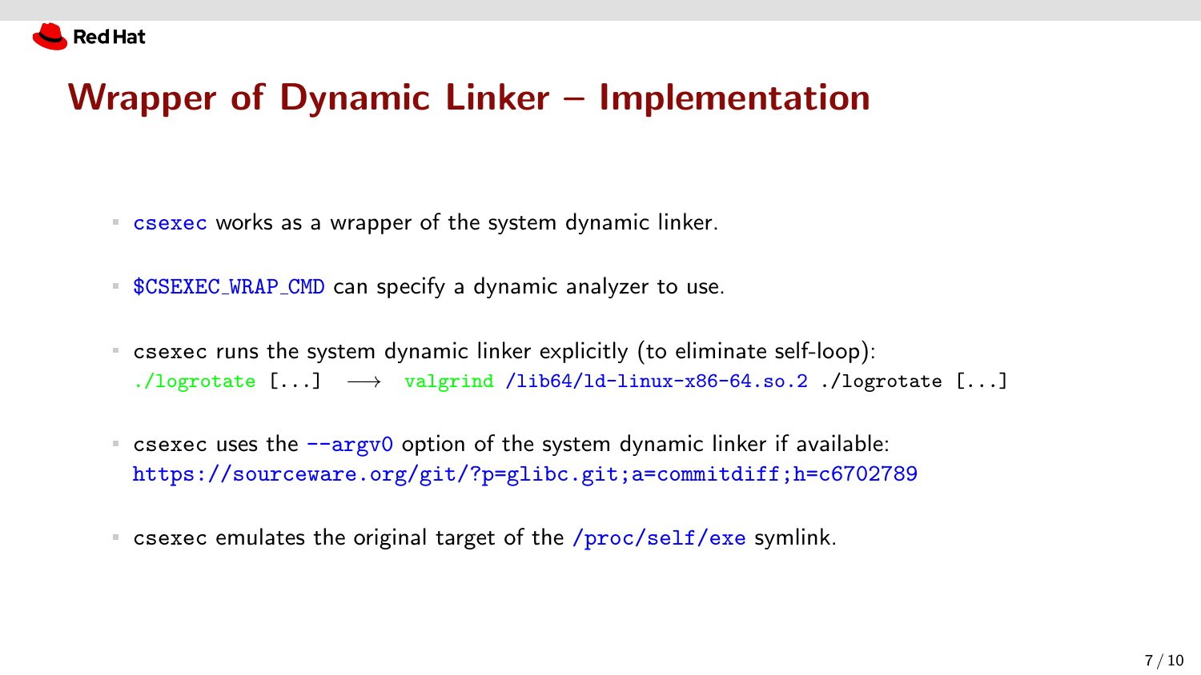# Wrapper of Dynamic Linker – Implementation

- `csexec` works as a wrapper of the system dynamic linker.
- `$CSEXEC_WRAP_CMD` can specify a dynamic analyzer to use.
- csexec runs the system dynamic linker explicitly (to eliminate self-loop):
  `./logrotate [...]` ⟶ `valgrind /lib64/ld-linux-x86-64.so.2 ./logrotate [...]`
- csexec uses the `--argv0` option of the system dynamic linker if available:
  https://sourceware.org/git/?p=glibc.git;a=commitdiff;h=c6702789
- csexec emulates the original target of the `/proc/self/exe` symlink.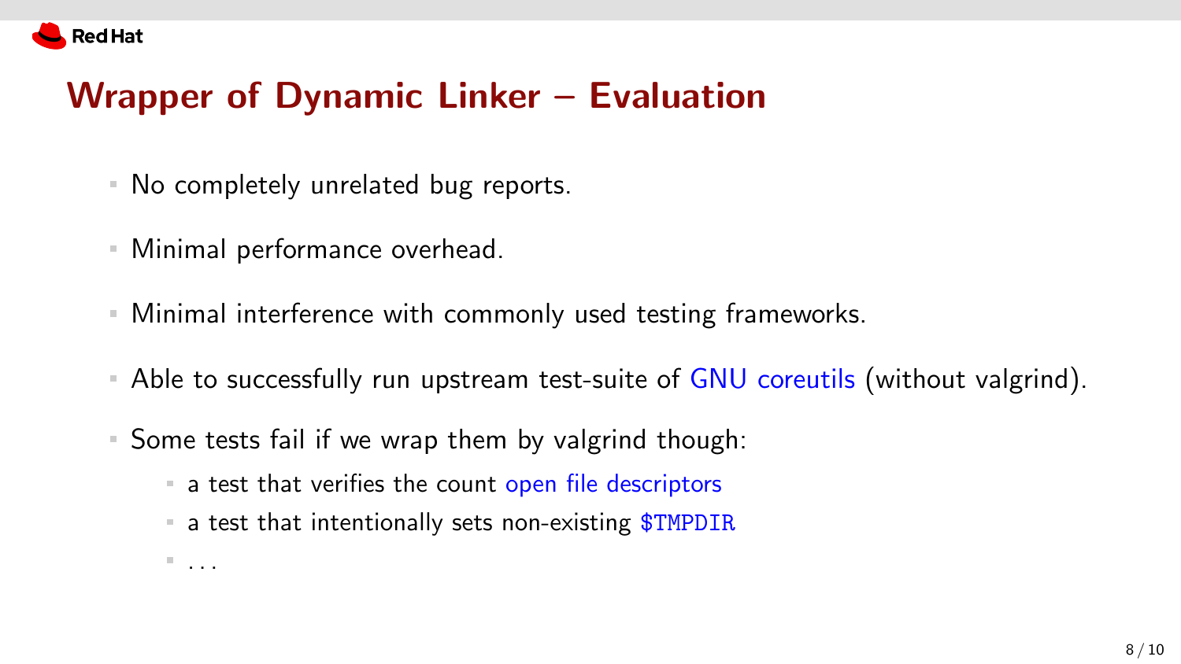# Wrapper of Dynamic Linker – Evaluation

- No completely unrelated bug reports.
- Minimal performance overhead.
- Minimal interference with commonly used testing frameworks.
- Able to successfully run upstream test-suite of GNU coreutils (without valgrind).
- Some tests fail if we wrap them by valgrind though:
  - a test that verifies the count open file descriptors
  - a test that intentionally sets non-existing `$TMPDIR`
  - ...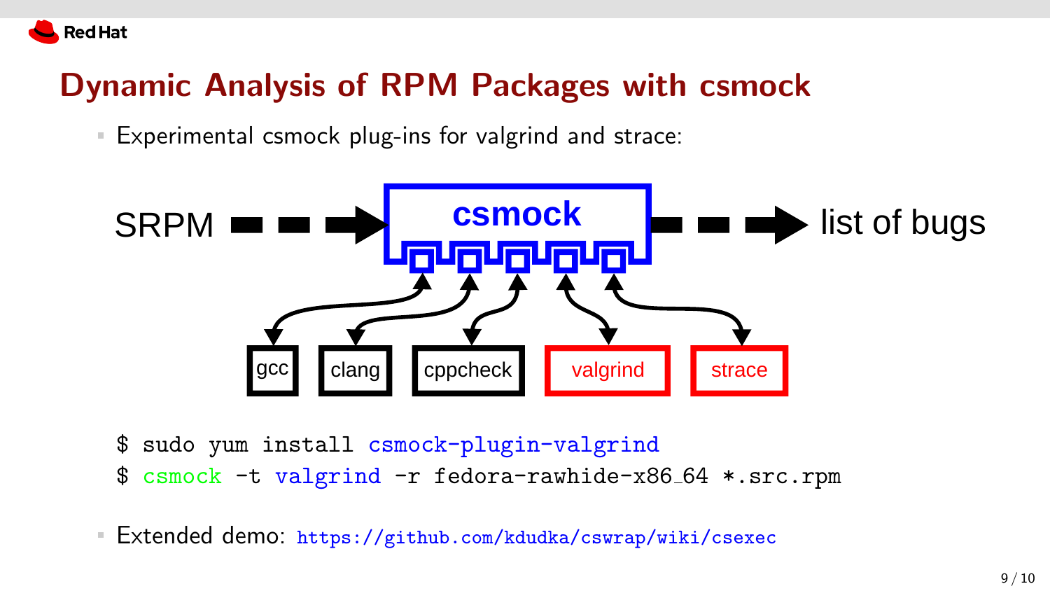# Dynamic Analysis of RPM Packages with csmock

- Experimental csmock plug-ins for valgrind and strace:

SRPM → csmock → list of bugs

gcc | clang | cppcheck | valgrind | strace

```
$ sudo yum install csmock-plugin-valgrind
$ csmock -t valgrind -r fedora-rawhide-x86_64 *.src.rpm
```

- Extended demo: https://github.com/kdudka/cswrap/wiki/csexec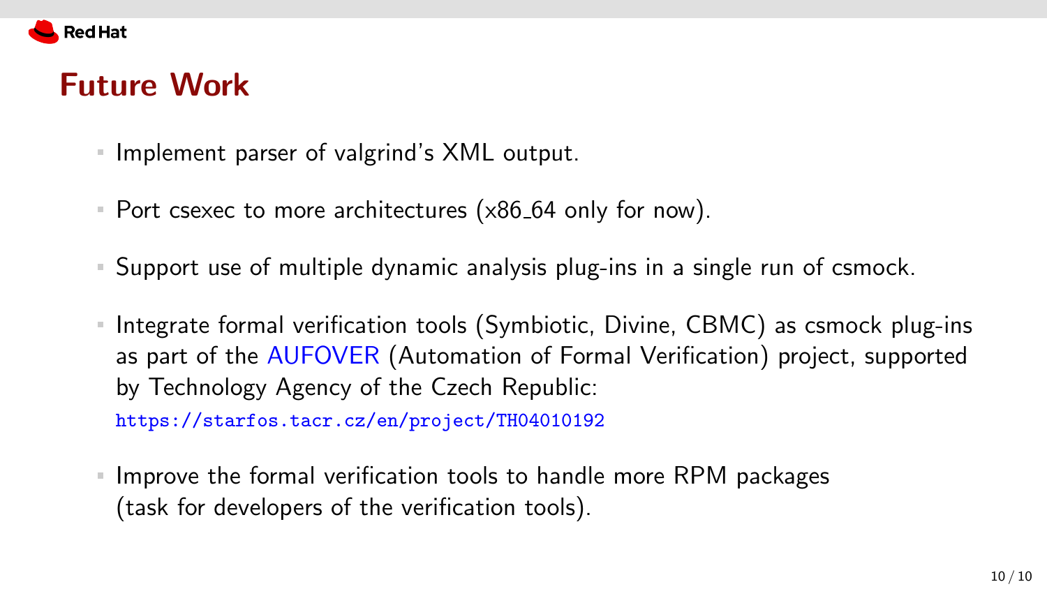# Future Work

- Implement parser of valgrind's XML output.
- Port csexec to more architectures (x86_64 only for now).
- Support use of multiple dynamic analysis plug-ins in a single run of csmock.
- Integrate formal verification tools (Symbiotic, Divine, CBMC) as csmock plug-ins as part of the AUFOVER (Automation of Formal Verification) project, supported by Technology Agency of the Czech Republic:
  https://starfos.tacr.cz/en/project/TH04010192
- Improve the formal verification tools to handle more RPM packages (task for developers of the verification tools).